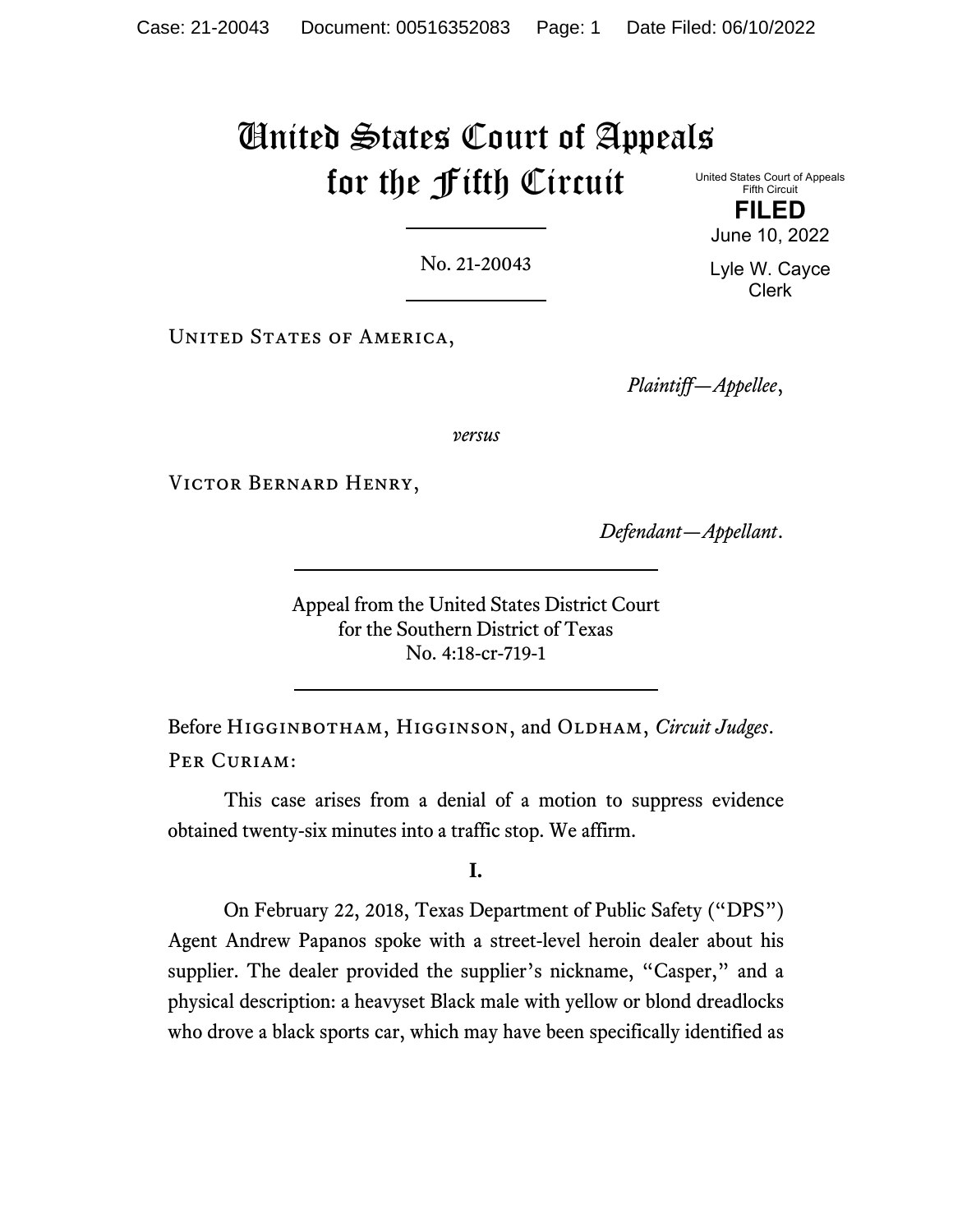# United States Court of Appeals for the Fifth Circuit

United States Court of Appeals
Fifth Circuit

**FILED**

June 10, 2022

Lyle W. Cayce
Clerk

No. 21-20043

United States of America,

*Plaintiff—Appellee*,

*versus*

Victor Bernard Henry,

*Defendant—Appellant*.

Appeal from the United States District Court
for the Southern District of Texas
No. 4:18-cr-719-1

Before Higginbotham, Higginson, and Oldham, *Circuit Judges*.

Per Curiam:

This case arises from a denial of a motion to suppress evidence obtained twenty-six minutes into a traffic stop. We affirm.

**I.**

On February 22, 2018, Texas Department of Public Safety ("DPS") Agent Andrew Papanos spoke with a street-level heroin dealer about his supplier. The dealer provided the supplier's nickname, "Casper," and a physical description: a heavyset Black male with yellow or blond dreadlocks who drove a black sports car, which may have been specifically identified as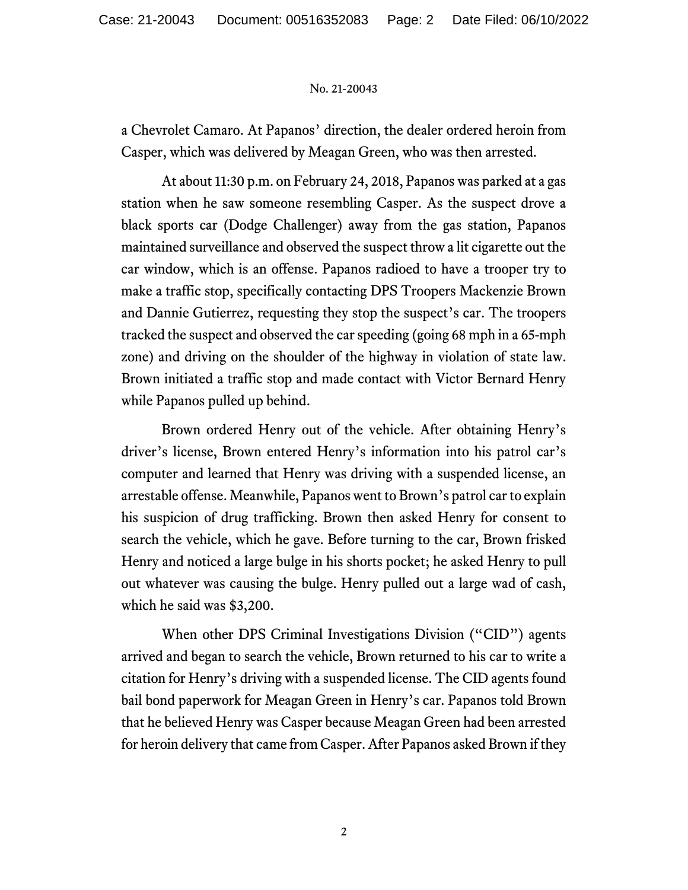a Chevrolet Camaro. At Papanos' direction, the dealer ordered heroin from Casper, which was delivered by Meagan Green, who was then arrested.

At about 11:30 p.m. on February 24, 2018, Papanos was parked at a gas station when he saw someone resembling Casper. As the suspect drove a black sports car (Dodge Challenger) away from the gas station, Papanos maintained surveillance and observed the suspect throw a lit cigarette out the car window, which is an offense. Papanos radioed to have a trooper try to make a traffic stop, specifically contacting DPS Troopers Mackenzie Brown and Dannie Gutierrez, requesting they stop the suspect's car. The troopers tracked the suspect and observed the car speeding (going 68 mph in a 65-mph zone) and driving on the shoulder of the highway in violation of state law. Brown initiated a traffic stop and made contact with Victor Bernard Henry while Papanos pulled up behind.

Brown ordered Henry out of the vehicle. After obtaining Henry's driver's license, Brown entered Henry's information into his patrol car's computer and learned that Henry was driving with a suspended license, an arrestable offense. Meanwhile, Papanos went to Brown's patrol car to explain his suspicion of drug trafficking. Brown then asked Henry for consent to search the vehicle, which he gave. Before turning to the car, Brown frisked Henry and noticed a large bulge in his shorts pocket; he asked Henry to pull out whatever was causing the bulge. Henry pulled out a large wad of cash, which he said was $3,200.

When other DPS Criminal Investigations Division ("CID") agents arrived and began to search the vehicle, Brown returned to his car to write a citation for Henry's driving with a suspended license. The CID agents found bail bond paperwork for Meagan Green in Henry's car. Papanos told Brown that he believed Henry was Casper because Meagan Green had been arrested for heroin delivery that came from Casper. After Papanos asked Brown if they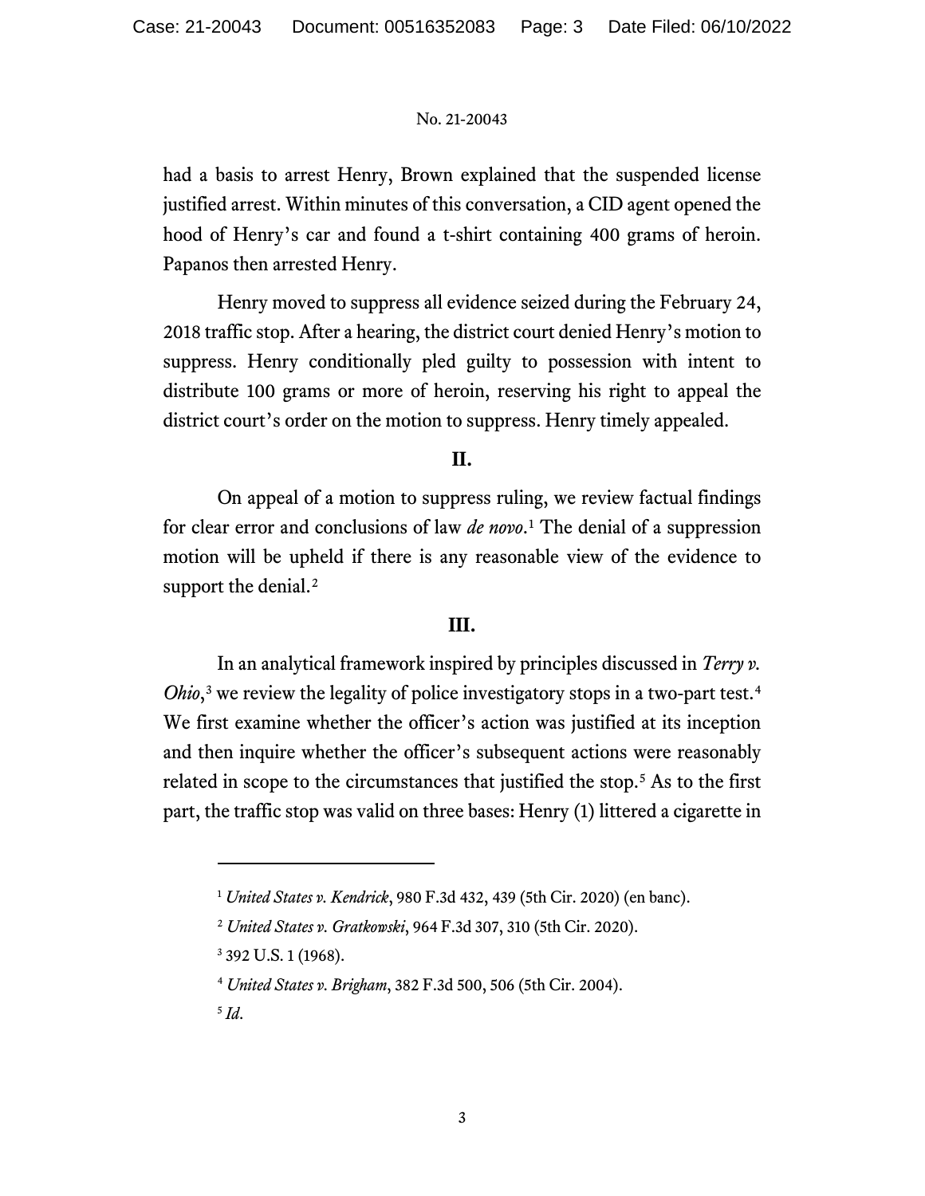had a basis to arrest Henry, Brown explained that the suspended license justified arrest. Within minutes of this conversation, a CID agent opened the hood of Henry's car and found a t-shirt containing 400 grams of heroin. Papanos then arrested Henry.

Henry moved to suppress all evidence seized during the February 24, 2018 traffic stop. After a hearing, the district court denied Henry's motion to suppress. Henry conditionally pled guilty to possession with intent to distribute 100 grams or more of heroin, reserving his right to appeal the district court's order on the motion to suppress. Henry timely appealed.

## II.

On appeal of a motion to suppress ruling, we review factual findings for clear error and conclusions of law *de novo*.[1] The denial of a suppression motion will be upheld if there is any reasonable view of the evidence to support the denial.[2]

## III.

In an analytical framework inspired by principles discussed in *Terry v. Ohio*,[3] we review the legality of police investigatory stops in a two-part test.[4] We first examine whether the officer's action was justified at its inception and then inquire whether the officer's subsequent actions were reasonably related in scope to the circumstances that justified the stop.[5] As to the first part, the traffic stop was valid on three bases: Henry (1) littered a cigarette in

---

[1] *United States v. Kendrick*, 980 F.3d 432, 439 (5th Cir. 2020) (en banc).

[2] *United States v. Gratkowski*, 964 F.3d 307, 310 (5th Cir. 2020).

[3] 392 U.S. 1 (1968).

[4] *United States v. Brigham*, 382 F.3d 500, 506 (5th Cir. 2004).

[5] *Id.*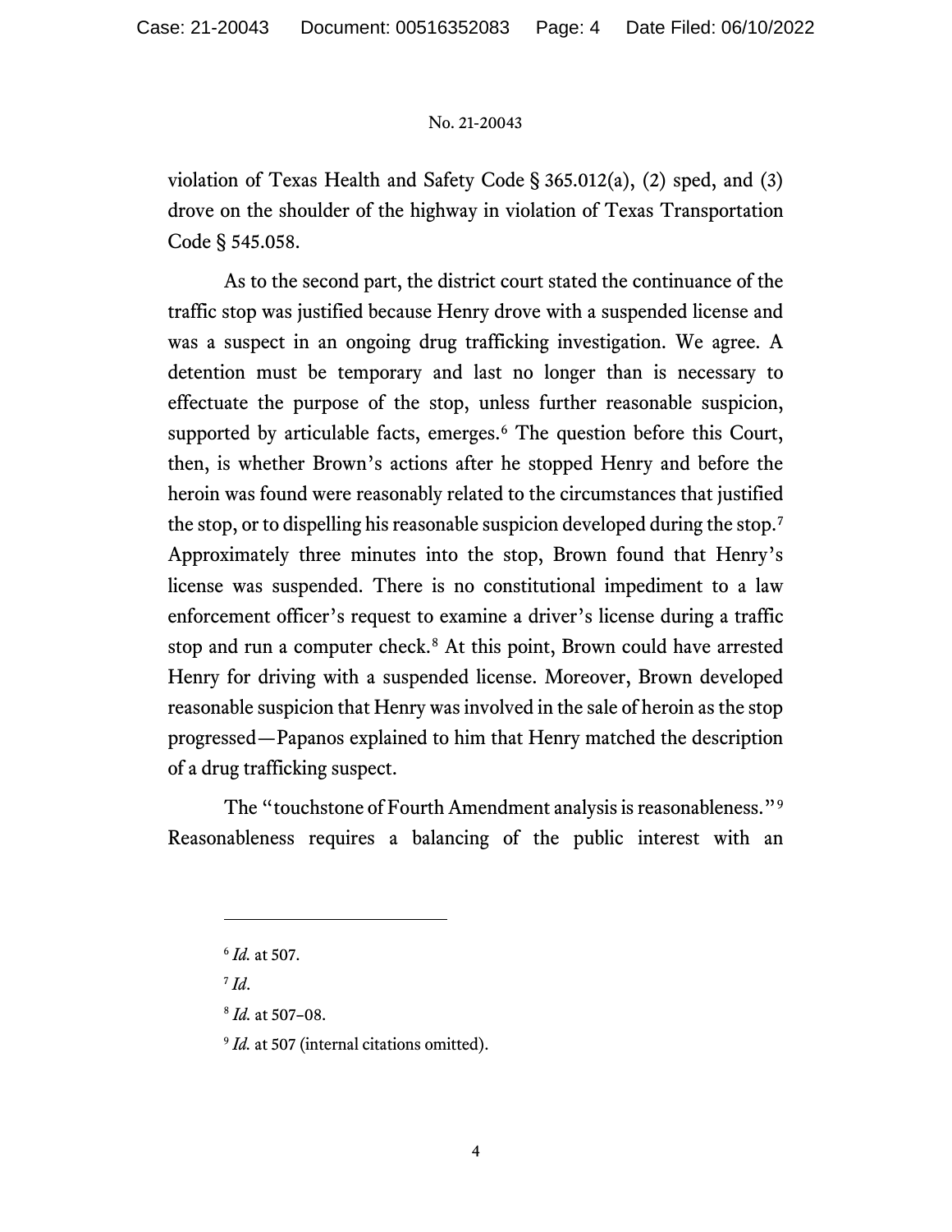violation of Texas Health and Safety Code § 365.012(a), (2) sped, and (3) drove on the shoulder of the highway in violation of Texas Transportation Code § 545.058.

As to the second part, the district court stated the continuance of the traffic stop was justified because Henry drove with a suspended license and was a suspect in an ongoing drug trafficking investigation. We agree. A detention must be temporary and last no longer than is necessary to effectuate the purpose of the stop, unless further reasonable suspicion, supported by articulable facts, emerges.[6] The question before this Court, then, is whether Brown's actions after he stopped Henry and before the heroin was found were reasonably related to the circumstances that justified the stop, or to dispelling his reasonable suspicion developed during the stop.[7] Approximately three minutes into the stop, Brown found that Henry's license was suspended. There is no constitutional impediment to a law enforcement officer's request to examine a driver's license during a traffic stop and run a computer check.[8] At this point, Brown could have arrested Henry for driving with a suspended license. Moreover, Brown developed reasonable suspicion that Henry was involved in the sale of heroin as the stop progressed—Papanos explained to him that Henry matched the description of a drug trafficking suspect.

The "touchstone of Fourth Amendment analysis is reasonableness."[9] Reasonableness requires a balancing of the public interest with an

---

[6] *Id.* at 507.

[7] *Id.*

[8] *Id.* at 507–08.

[9] *Id.* at 507 (internal citations omitted).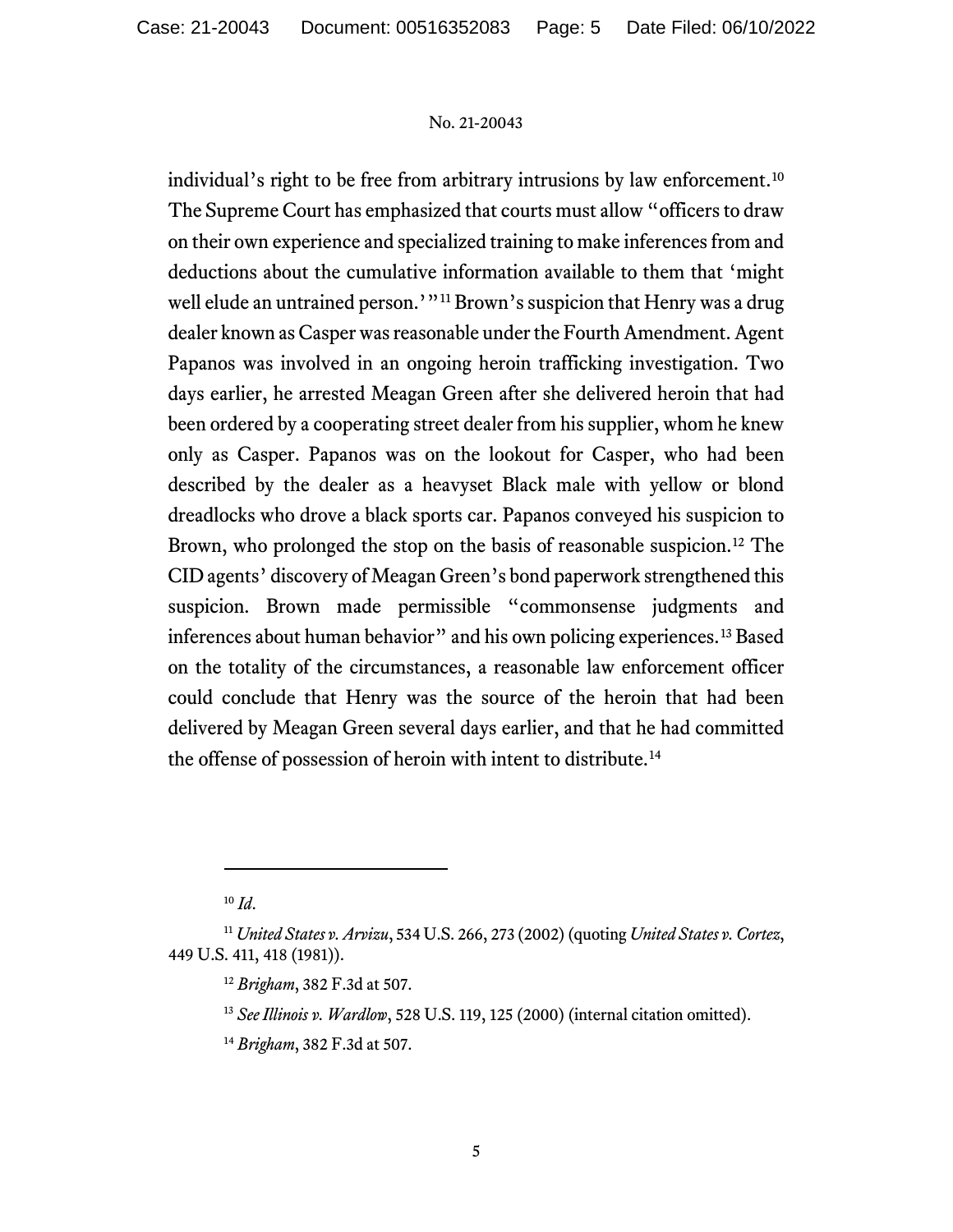individual's right to be free from arbitrary intrusions by law enforcement.[10] The Supreme Court has emphasized that courts must allow "officers to draw on their own experience and specialized training to make inferences from and deductions about the cumulative information available to them that 'might well elude an untrained person.'"[11] Brown's suspicion that Henry was a drug dealer known as Casper was reasonable under the Fourth Amendment. Agent Papanos was involved in an ongoing heroin trafficking investigation. Two days earlier, he arrested Meagan Green after she delivered heroin that had been ordered by a cooperating street dealer from his supplier, whom he knew only as Casper. Papanos was on the lookout for Casper, who had been described by the dealer as a heavyset Black male with yellow or blond dreadlocks who drove a black sports car. Papanos conveyed his suspicion to Brown, who prolonged the stop on the basis of reasonable suspicion.[12] The CID agents' discovery of Meagan Green's bond paperwork strengthened this suspicion. Brown made permissible "commonsense judgments and inferences about human behavior" and his own policing experiences.[13] Based on the totality of the circumstances, a reasonable law enforcement officer could conclude that Henry was the source of the heroin that had been delivered by Meagan Green several days earlier, and that he had committed the offense of possession of heroin with intent to distribute.[14]

---

[10] *Id*.

[11] *United States v. Arvizu*, 534 U.S. 266, 273 (2002) (quoting *United States v. Cortez*, 449 U.S. 411, 418 (1981)).

[12] *Brigham*, 382 F.3d at 507.

[13] *See Illinois v. Wardlow*, 528 U.S. 119, 125 (2000) (internal citation omitted).

[14] *Brigham*, 382 F.3d at 507.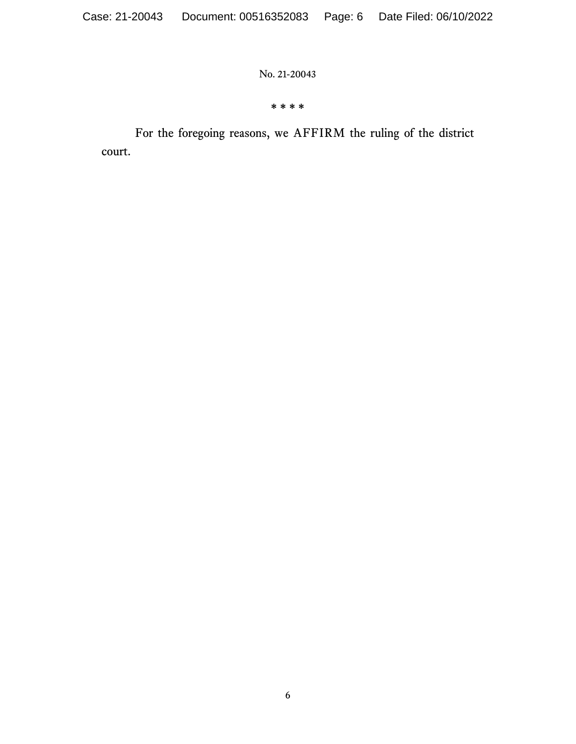\* \* \* \*

For the foregoing reasons, we AFFIRM the ruling of the district court.